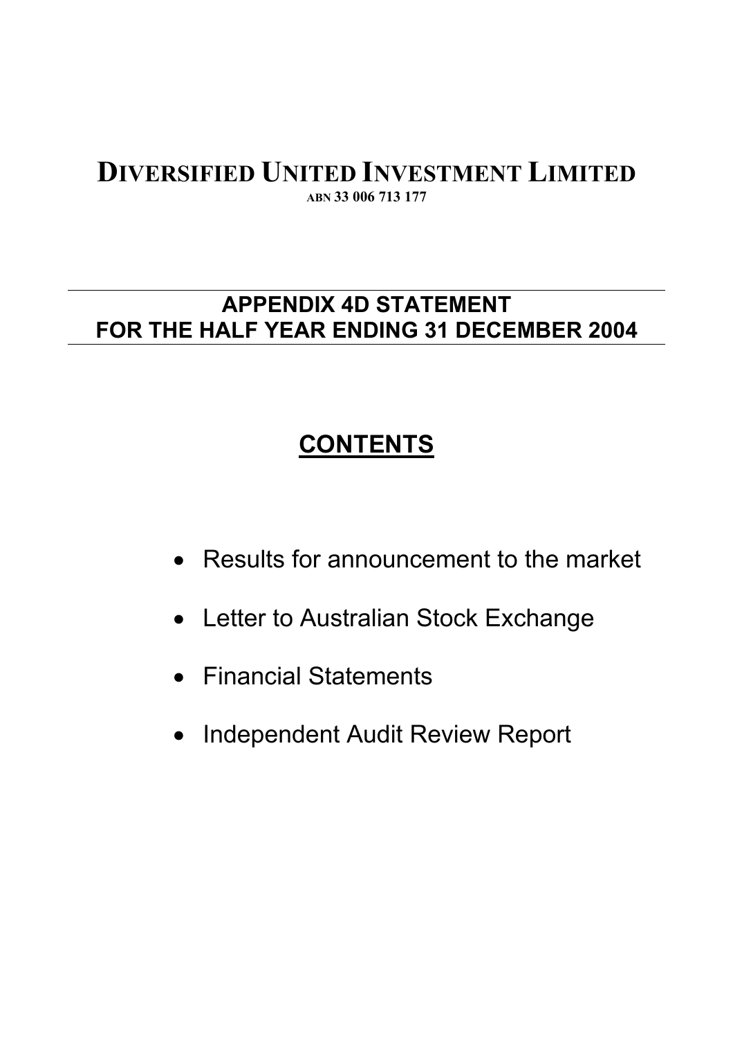# DIVERSIFIED UNITED INVESTMENT LIMITED

ABN 33 006 713 177

## APPENDIX 4D STATEMENT
## FOR THE HALF YEAR ENDING 31 DECEMBER 2004

## CONTENTS

- Results for announcement to the market
- Letter to Australian Stock Exchange
- Financial Statements
- Independent Audit Review Report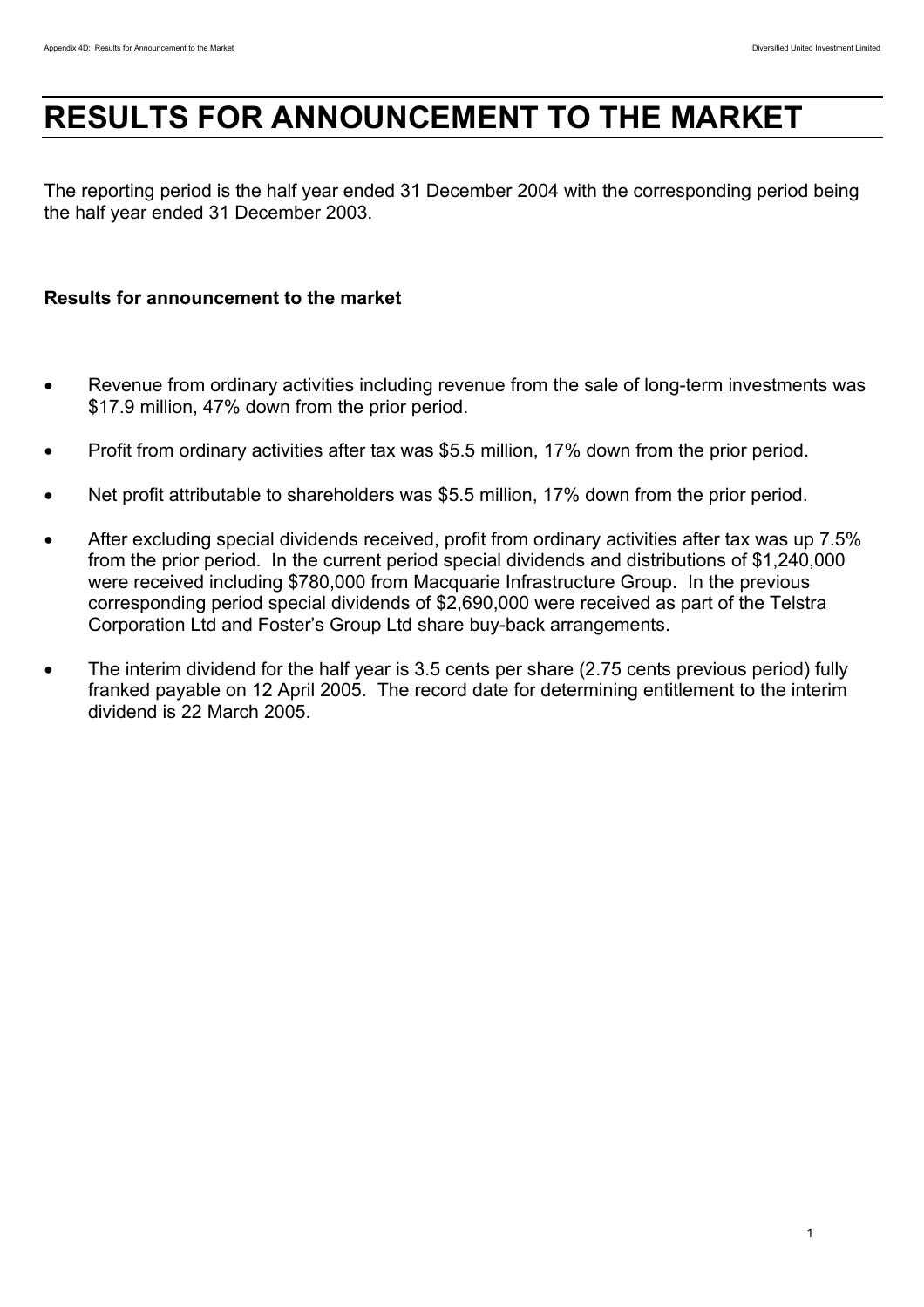# RESULTS FOR ANNOUNCEMENT TO THE MARKET

The reporting period is the half year ended 31 December 2004 with the corresponding period being the half year ended 31 December 2003.

**Results for announcement to the market**

- Revenue from ordinary activities including revenue from the sale of long-term investments was $17.9 million, 47% down from the prior period.
- Profit from ordinary activities after tax was $5.5 million, 17% down from the prior period.
- Net profit attributable to shareholders was $5.5 million, 17% down from the prior period.
- After excluding special dividends received, profit from ordinary activities after tax was up 7.5% from the prior period. In the current period special dividends and distributions of $1,240,000 were received including $780,000 from Macquarie Infrastructure Group. In the previous corresponding period special dividends of $2,690,000 were received as part of the Telstra Corporation Ltd and Foster's Group Ltd share buy-back arrangements.
- The interim dividend for the half year is 3.5 cents per share (2.75 cents previous period) fully franked payable on 12 April 2005. The record date for determining entitlement to the interim dividend is 22 March 2005.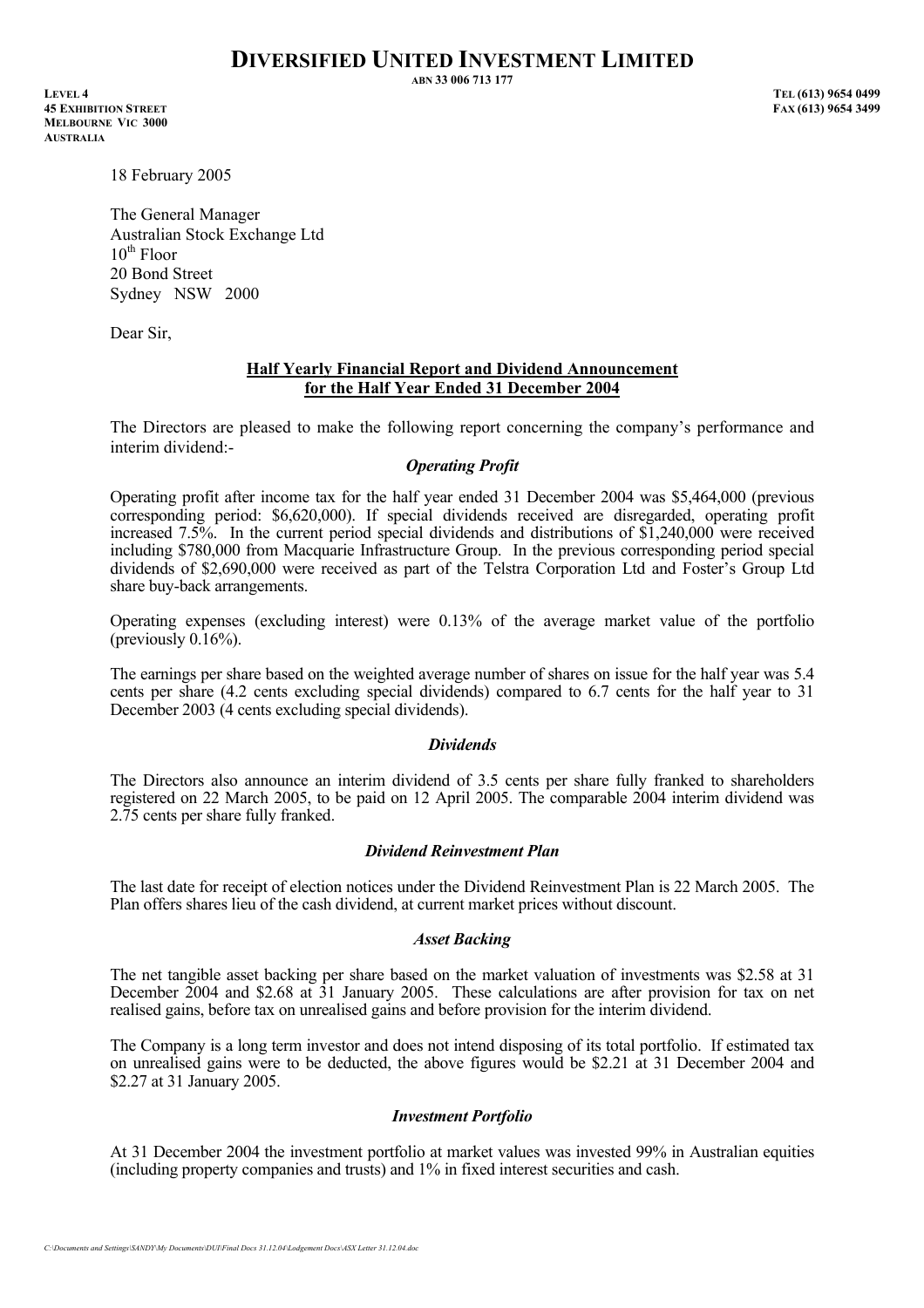# DIVERSIFIED UNITED INVESTMENT LIMITED

**ABN 33 006 713 177**

**LEVEL 4**
**45 EXHIBITION STREET**
**MELBOURNE VIC 3000**
**AUSTRALIA**

**TEL (613) 9654 0499**
**FAX (613) 9654 3499**

18 February 2005

The General Manager
Australian Stock Exchange Ltd
10th Floor
20 Bond Street
Sydney NSW 2000

Dear Sir,

**Half Yearly Financial Report and Dividend Announcement for the Half Year Ended 31 December 2004**

The Directors are pleased to make the following report concerning the company's performance and interim dividend:-

***Operating Profit***

Operating profit after income tax for the half year ended 31 December 2004 was $5,464,000 (previous corresponding period: $6,620,000). If special dividends received are disregarded, operating profit increased 7.5%. In the current period special dividends and distributions of $1,240,000 were received including $780,000 from Macquarie Infrastructure Group. In the previous corresponding period special dividends of $2,690,000 were received as part of the Telstra Corporation Ltd and Foster's Group Ltd share buy-back arrangements.

Operating expenses (excluding interest) were 0.13% of the average market value of the portfolio (previously 0.16%).

The earnings per share based on the weighted average number of shares on issue for the half year was 5.4 cents per share (4.2 cents excluding special dividends) compared to 6.7 cents for the half year to 31 December 2003 (4 cents excluding special dividends).

***Dividends***

The Directors also announce an interim dividend of 3.5 cents per share fully franked to shareholders registered on 22 March 2005, to be paid on 12 April 2005. The comparable 2004 interim dividend was 2.75 cents per share fully franked.

***Dividend Reinvestment Plan***

The last date for receipt of election notices under the Dividend Reinvestment Plan is 22 March 2005. The Plan offers shares lieu of the cash dividend, at current market prices without discount.

***Asset Backing***

The net tangible asset backing per share based on the market valuation of investments was $2.58 at 31 December 2004 and $2.68 at 31 January 2005. These calculations are after provision for tax on net realised gains, before tax on unrealised gains and before provision for the interim dividend.

The Company is a long term investor and does not intend disposing of its total portfolio. If estimated tax on unrealised gains were to be deducted, the above figures would be $2.21 at 31 December 2004 and $2.27 at 31 January 2005.

***Investment Portfolio***

At 31 December 2004 the investment portfolio at market values was invested 99% in Australian equities (including property companies and trusts) and 1% in fixed interest securities and cash.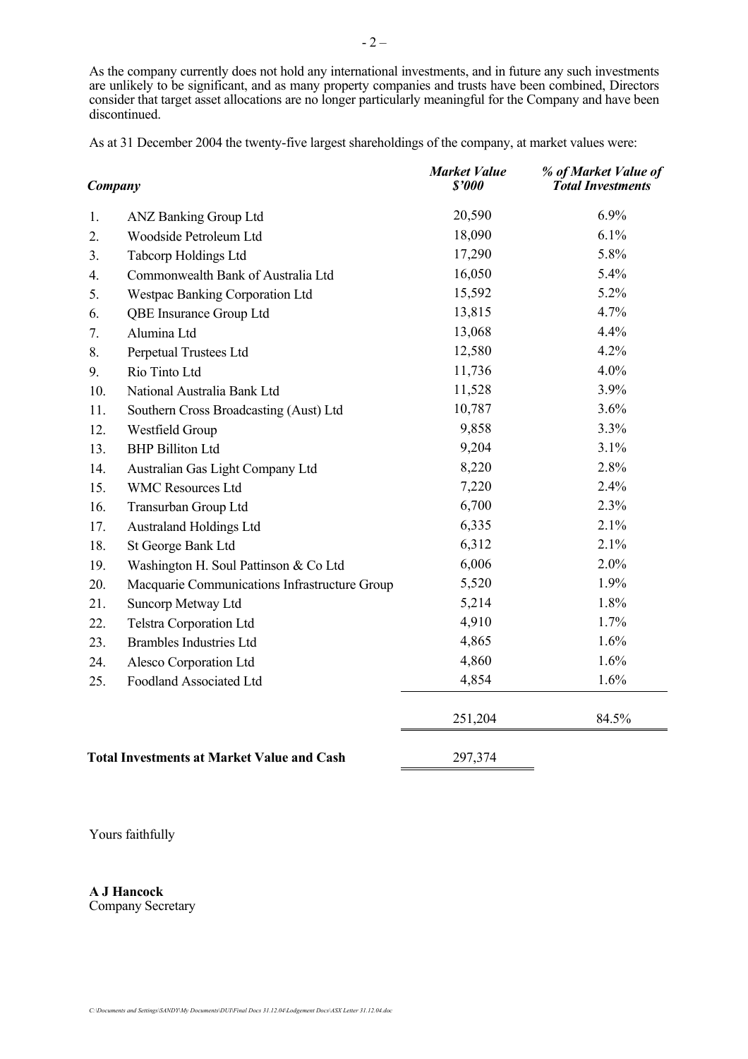As the company currently does not hold any international investments, and in future any such investments are unlikely to be significant, and as many property companies and trusts have been combined, Directors consider that target asset allocations are no longer particularly meaningful for the Company and have been discontinued.

As at 31 December 2004 the twenty-five largest shareholdings of the company, at market values were:

| | *Company* | *Market Value $'000* | *% of Market Value of Total Investments* |
|---|---|---|---|
| 1. | ANZ Banking Group Ltd | 20,590 | 6.9% |
| 2. | Woodside Petroleum Ltd | 18,090 | 6.1% |
| 3. | Tabcorp Holdings Ltd | 17,290 | 5.8% |
| 4. | Commonwealth Bank of Australia Ltd | 16,050 | 5.4% |
| 5. | Westpac Banking Corporation Ltd | 15,592 | 5.2% |
| 6. | QBE Insurance Group Ltd | 13,815 | 4.7% |
| 7. | Alumina Ltd | 13,068 | 4.4% |
| 8. | Perpetual Trustees Ltd | 12,580 | 4.2% |
| 9. | Rio Tinto Ltd | 11,736 | 4.0% |
| 10. | National Australia Bank Ltd | 11,528 | 3.9% |
| 11. | Southern Cross Broadcasting (Aust) Ltd | 10,787 | 3.6% |
| 12. | Westfield Group | 9,858 | 3.3% |
| 13. | BHP Billiton Ltd | 9,204 | 3.1% |
| 14. | Australian Gas Light Company Ltd | 8,220 | 2.8% |
| 15. | WMC Resources Ltd | 7,220 | 2.4% |
| 16. | Transurban Group Ltd | 6,700 | 2.3% |
| 17. | Australand Holdings Ltd | 6,335 | 2.1% |
| 18. | St George Bank Ltd | 6,312 | 2.1% |
| 19. | Washington H. Soul Pattinson & Co Ltd | 6,006 | 2.0% |
| 20. | Macquarie Communications Infrastructure Group | 5,520 | 1.9% |
| 21. | Suncorp Metway Ltd | 5,214 | 1.8% |
| 22. | Telstra Corporation Ltd | 4,910 | 1.7% |
| 23. | Brambles Industries Ltd | 4,865 | 1.6% |
| 24. | Alesco Corporation Ltd | 4,860 | 1.6% |
| 25. | Foodland Associated Ltd | 4,854 | 1.6% |
| | | 251,204 | 84.5% |
| | **Total Investments at Market Value and Cash** | 297,374 | |

Yours faithfully

**A J Hancock**
Company Secretary

*C:\Documents and Settings\SANDY\My Documents\DUI\Final Docs 31.12.04\Lodgement Docs\ASX Letter 31.12.04.doc*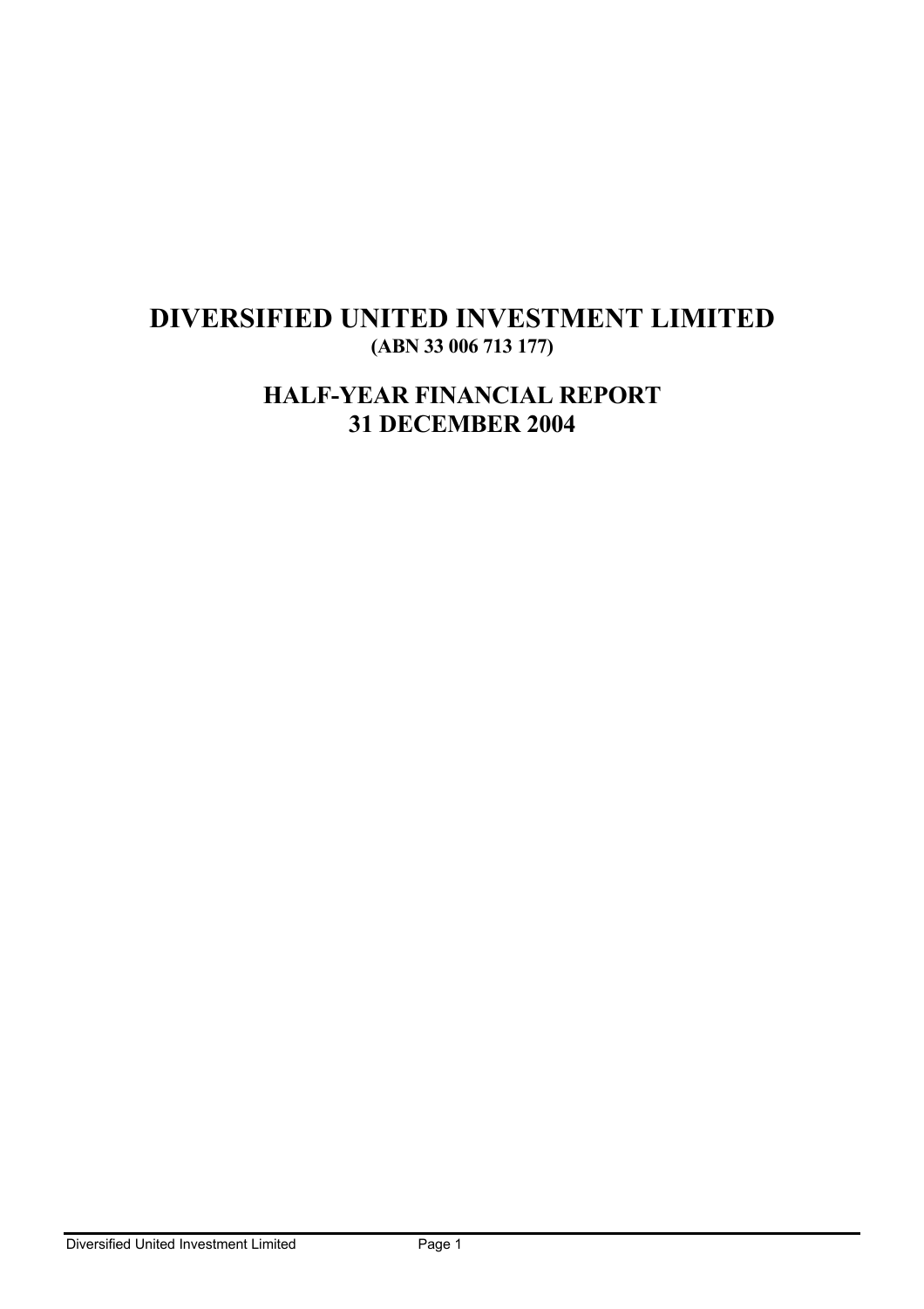# DIVERSIFIED UNITED INVESTMENT LIMITED

**(ABN 33 006 713 177)**

## HALF-YEAR FINANCIAL REPORT

## 31 DECEMBER 2004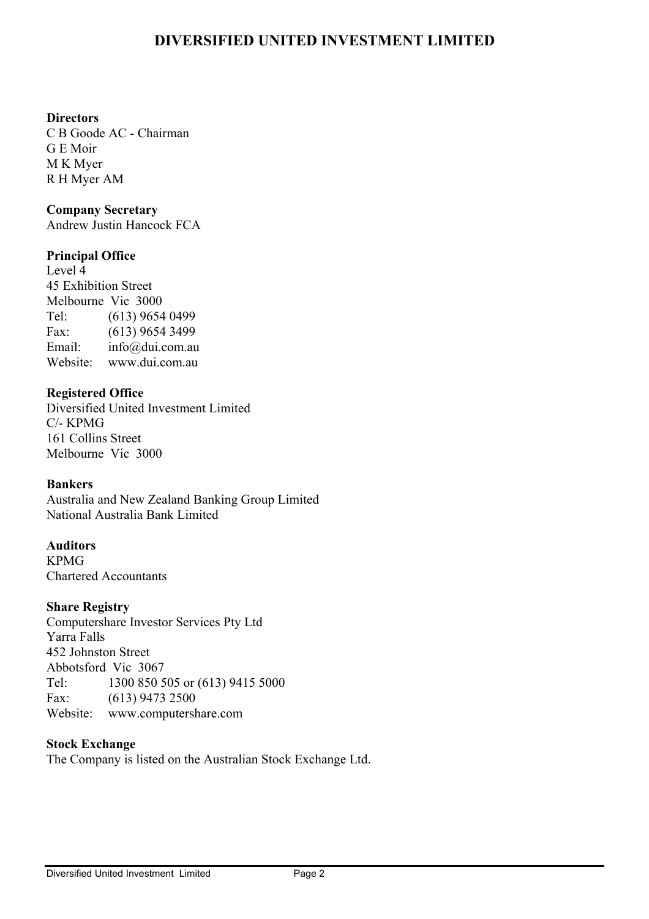# DIVERSIFIED UNITED INVESTMENT LIMITED

**Directors**
C B Goode AC - Chairman
G E Moir
M K Myer
R H Myer AM

**Company Secretary**
Andrew Justin Hancock FCA

**Principal Office**
Level 4
45 Exhibition Street
Melbourne Vic 3000
Tel: (613) 9654 0499
Fax: (613) 9654 3499
Email: info@dui.com.au
Website: www.dui.com.au

**Registered Office**
Diversified United Investment Limited
C/- KPMG
161 Collins Street
Melbourne Vic 3000

**Bankers**
Australia and New Zealand Banking Group Limited
National Australia Bank Limited

**Auditors**
KPMG
Chartered Accountants

**Share Registry**
Computershare Investor Services Pty Ltd
Yarra Falls
452 Johnston Street
Abbotsford Vic 3067
Tel: 1300 850 505 or (613) 9415 5000
Fax: (613) 9473 2500
Website: www.computershare.com

**Stock Exchange**
The Company is listed on the Australian Stock Exchange Ltd.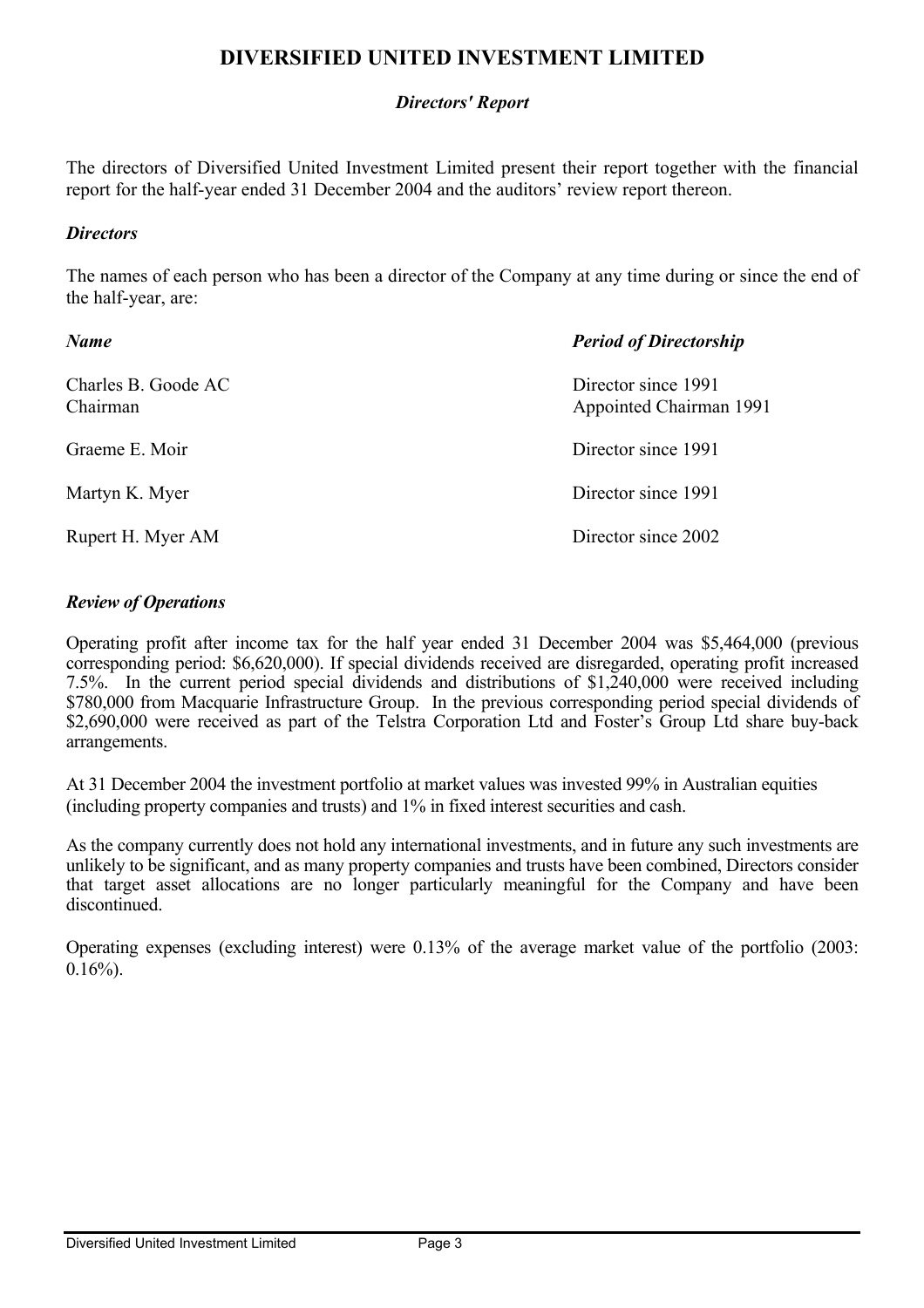# DIVERSIFIED UNITED INVESTMENT LIMITED

## *Directors' Report*

The directors of Diversified United Investment Limited present their report together with the financial report for the half-year ended 31 December 2004 and the auditors' review report thereon.

### *Directors*

The names of each person who has been a director of the Company at any time during or since the end of the half-year, are:

| *Name* | *Period of Directorship* |
|---|---|
| Charles B. Goode AC<br>Chairman | Director since 1991<br>Appointed Chairman 1991 |
| Graeme E. Moir | Director since 1991 |
| Martyn K. Myer | Director since 1991 |
| Rupert H. Myer AM | Director since 2002 |

### *Review of Operations*

Operating profit after income tax for the half year ended 31 December 2004 was $5,464,000 (previous corresponding period: $6,620,000). If special dividends received are disregarded, operating profit increased 7.5%. In the current period special dividends and distributions of $1,240,000 were received including $780,000 from Macquarie Infrastructure Group. In the previous corresponding period special dividends of $2,690,000 were received as part of the Telstra Corporation Ltd and Foster's Group Ltd share buy-back arrangements.

At 31 December 2004 the investment portfolio at market values was invested 99% in Australian equities (including property companies and trusts) and 1% in fixed interest securities and cash.

As the company currently does not hold any international investments, and in future any such investments are unlikely to be significant, and as many property companies and trusts have been combined, Directors consider that target asset allocations are no longer particularly meaningful for the Company and have been discontinued.

Operating expenses (excluding interest) were 0.13% of the average market value of the portfolio (2003: 0.16%).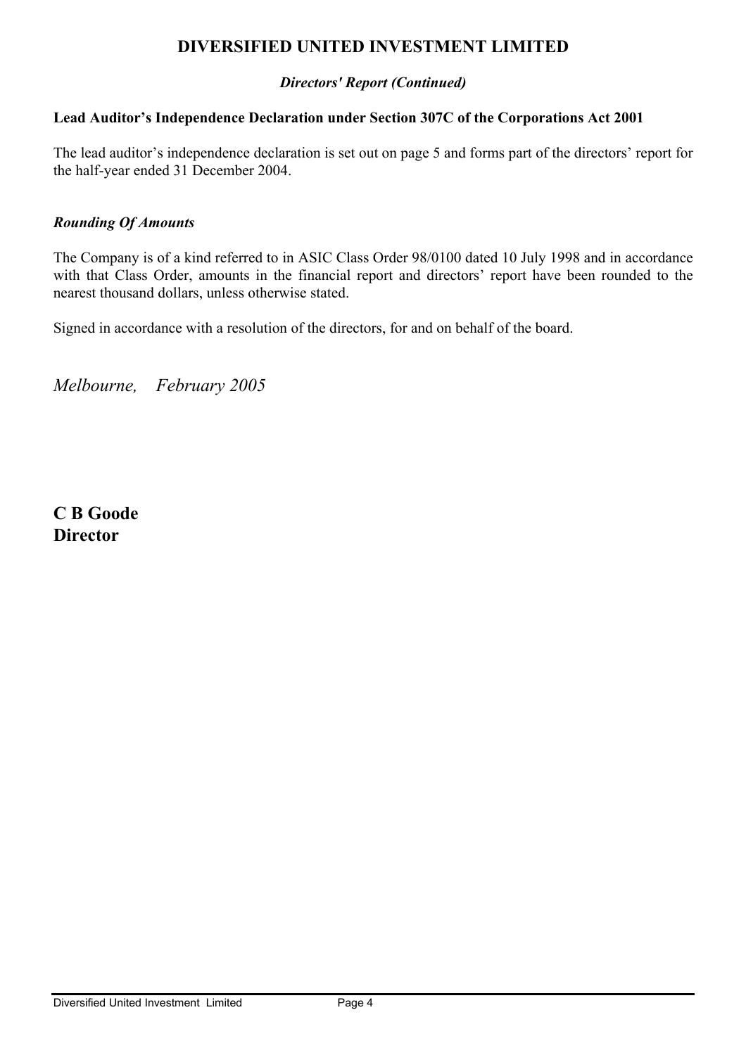# DIVERSIFIED UNITED INVESTMENT LIMITED

*Directors' Report (Continued)*

**Lead Auditor's Independence Declaration under Section 307C of the Corporations Act 2001**

The lead auditor's independence declaration is set out on page 5 and forms part of the directors' report for the half-year ended 31 December 2004.

***Rounding Of Amounts***

The Company is of a kind referred to in ASIC Class Order 98/0100 dated 10 July 1998 and in accordance with that Class Order, amounts in the financial report and directors' report have been rounded to the nearest thousand dollars, unless otherwise stated.

Signed in accordance with a resolution of the directors, for and on behalf of the board.

*Melbourne, February 2005*

**C B Goode**
**Director**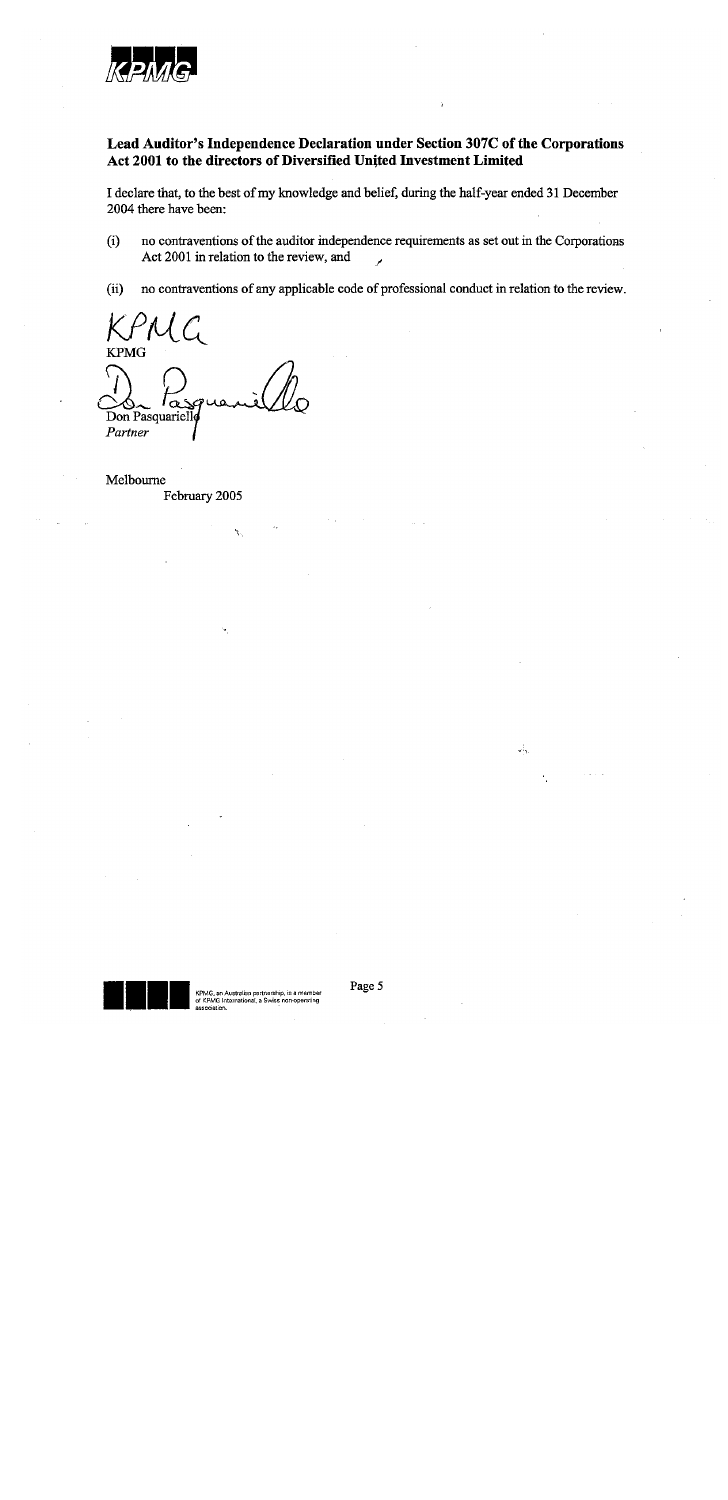**Lead Auditor's Independence Declaration under Section 307C of the Corporations Act 2001 to the directors of Diversified United Investment Limited**

I declare that, to the best of my knowledge and belief, during the half-year ended 31 December 2004 there have been:

(i) no contraventions of the auditor independence requirements as set out in the Corporations Act 2001 in relation to the review, and

(ii) no contraventions of any applicable code of professional conduct in relation to the review.

KPMG

Don Pasquariello
*Partner*

Melbourne
February 2005

KPMG, an Australian partnership, is a member of KPMG International, a Swiss non-operating association.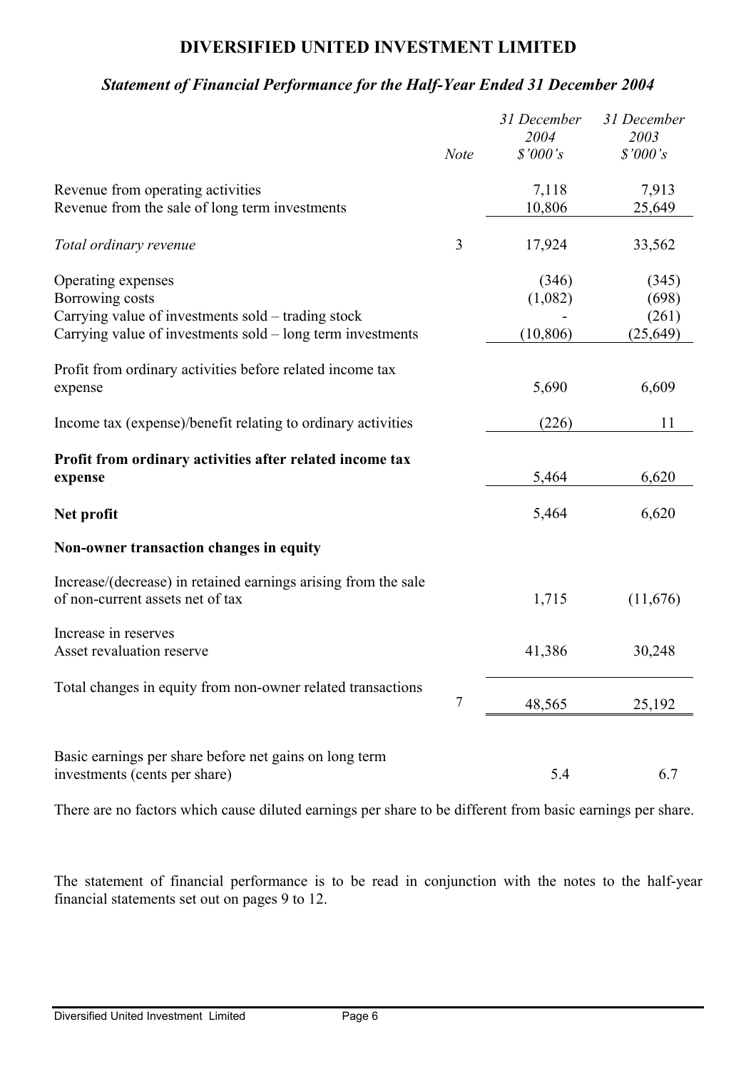# DIVERSIFIED UNITED INVESTMENT LIMITED

## *Statement of Financial Performance for the Half-Year Ended 31 December 2004*

| | *Note* | *31 December 2004 $'000's* | *31 December 2003 $'000's* |
|---|---|---|---|
| Revenue from operating activities | | 7,118 | 7,913 |
| Revenue from the sale of long term investments | | 10,806 | 25,649 |
| *Total ordinary revenue* | 3 | 17,924 | 33,562 |
| Operating expenses | | (346) | (345) |
| Borrowing costs | | (1,082) | (698) |
| Carrying value of investments sold – trading stock | | - | (261) |
| Carrying value of investments sold – long term investments | | (10,806) | (25,649) |
| Profit from ordinary activities before related income tax expense | | 5,690 | 6,609 |
| Income tax (expense)/benefit relating to ordinary activities | | (226) | 11 |
| **Profit from ordinary activities after related income tax expense** | | 5,464 | 6,620 |
| **Net profit** | | 5,464 | 6,620 |
| **Non-owner transaction changes in equity** | | | |
| Increase/(decrease) in retained earnings arising from the sale of non-current assets net of tax | | 1,715 | (11,676) |
| Increase in reserves | | | |
| Asset revaluation reserve | | 41,386 | 30,248 |
| Total changes in equity from non-owner related transactions | 7 | 48,565 | 25,192 |
| Basic earnings per share before net gains on long term investments (cents per share) | | 5.4 | 6.7 |

There are no factors which cause diluted earnings per share to be different from basic earnings per share.

The statement of financial performance is to be read in conjunction with the notes to the half-year financial statements set out on pages 9 to 12.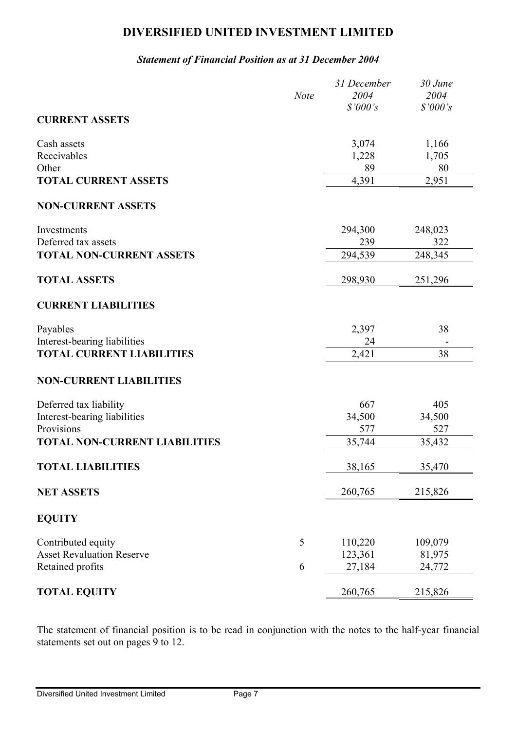# DIVERSIFIED UNITED INVESTMENT LIMITED

*Statement of Financial Position as at 31 December 2004*

| | Note | *31 December 2004 $'000's* | *30 June 2004 $'000's* |
|---|---|---|---|
| **CURRENT ASSETS** | | | |
| Cash assets | | 3,074 | 1,166 |
| Receivables | | 1,228 | 1,705 |
| Other | | 89 | 80 |
| **TOTAL CURRENT ASSETS** | | 4,391 | 2,951 |
| **NON-CURRENT ASSETS** | | | |
| Investments | | 294,300 | 248,023 |
| Deferred tax assets | | 239 | 322 |
| **TOTAL NON-CURRENT ASSETS** | | 294,539 | 248,345 |
| **TOTAL ASSETS** | | 298,930 | 251,296 |
| **CURRENT LIABILITIES** | | | |
| Payables | | 2,397 | 38 |
| Interest-bearing liabilities | | 24 | - |
| **TOTAL CURRENT LIABILITIES** | | 2,421 | 38 |
| **NON-CURRENT LIABILITIES** | | | |
| Deferred tax liability | | 667 | 405 |
| Interest-bearing liabilities | | 34,500 | 34,500 |
| Provisions | | 577 | 527 |
| **TOTAL NON-CURRENT LIABILITIES** | | 35,744 | 35,432 |
| **TOTAL LIABILITIES** | | 38,165 | 35,470 |
| **NET ASSETS** | | 260,765 | 215,826 |
| **EQUITY** | | | |
| Contributed equity | 5 | 110,220 | 109,079 |
| Asset Revaluation Reserve | | 123,361 | 81,975 |
| Retained profits | 6 | 27,184 | 24,772 |
| **TOTAL EQUITY** | | 260,765 | 215,826 |

The statement of financial position is to be read in conjunction with the notes to the half-year financial statements set out on pages 9 to 12.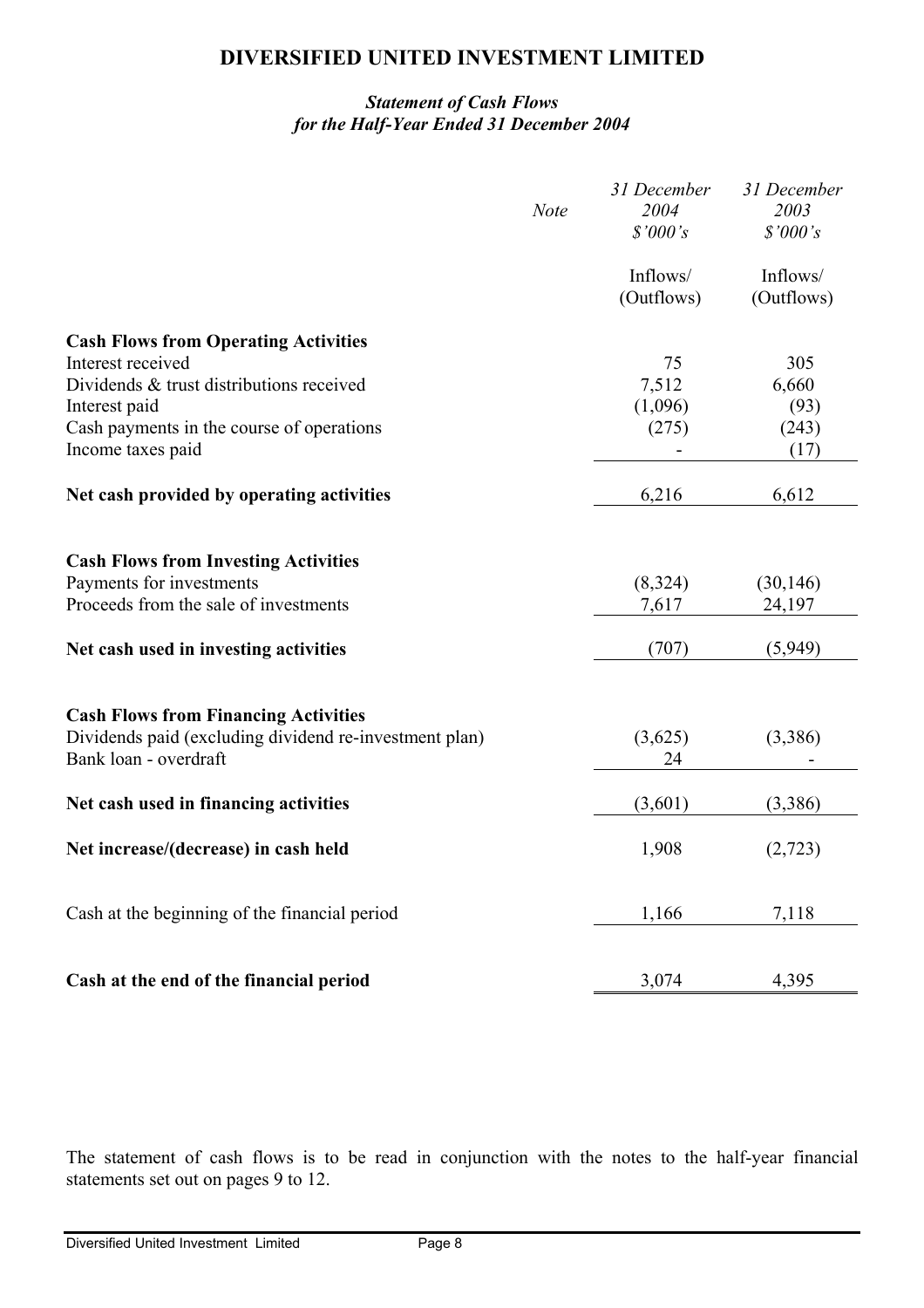# DIVERSIFIED UNITED INVESTMENT LIMITED

## *Statement of Cash Flows for the Half-Year Ended 31 December 2004*

| | *Note* | *31 December 2004 $'000's* | *31 December 2003 $'000's* |
|---|---|---|---|
| | | Inflows/ (Outflows) | Inflows/ (Outflows) |
| **Cash Flows from Operating Activities** | | | |
| Interest received | | 75 | 305 |
| Dividends & trust distributions received | | 7,512 | 6,660 |
| Interest paid | | (1,096) | (93) |
| Cash payments in the course of operations | | (275) | (243) |
| Income taxes paid | | - | (17) |
| **Net cash provided by operating activities** | | 6,216 | 6,612 |
| **Cash Flows from Investing Activities** | | | |
| Payments for investments | | (8,324) | (30,146) |
| Proceeds from the sale of investments | | 7,617 | 24,197 |
| **Net cash used in investing activities** | | (707) | (5,949) |
| **Cash Flows from Financing Activities** | | | |
| Dividends paid (excluding dividend re-investment plan) | | (3,625) | (3,386) |
| Bank loan - overdraft | | 24 | - |
| **Net cash used in financing activities** | | (3,601) | (3,386) |
| **Net increase/(decrease) in cash held** | | 1,908 | (2,723) |
| Cash at the beginning of the financial period | | 1,166 | 7,118 |
| **Cash at the end of the financial period** | | 3,074 | 4,395 |

The statement of cash flows is to be read in conjunction with the notes to the half-year financial statements set out on pages 9 to 12.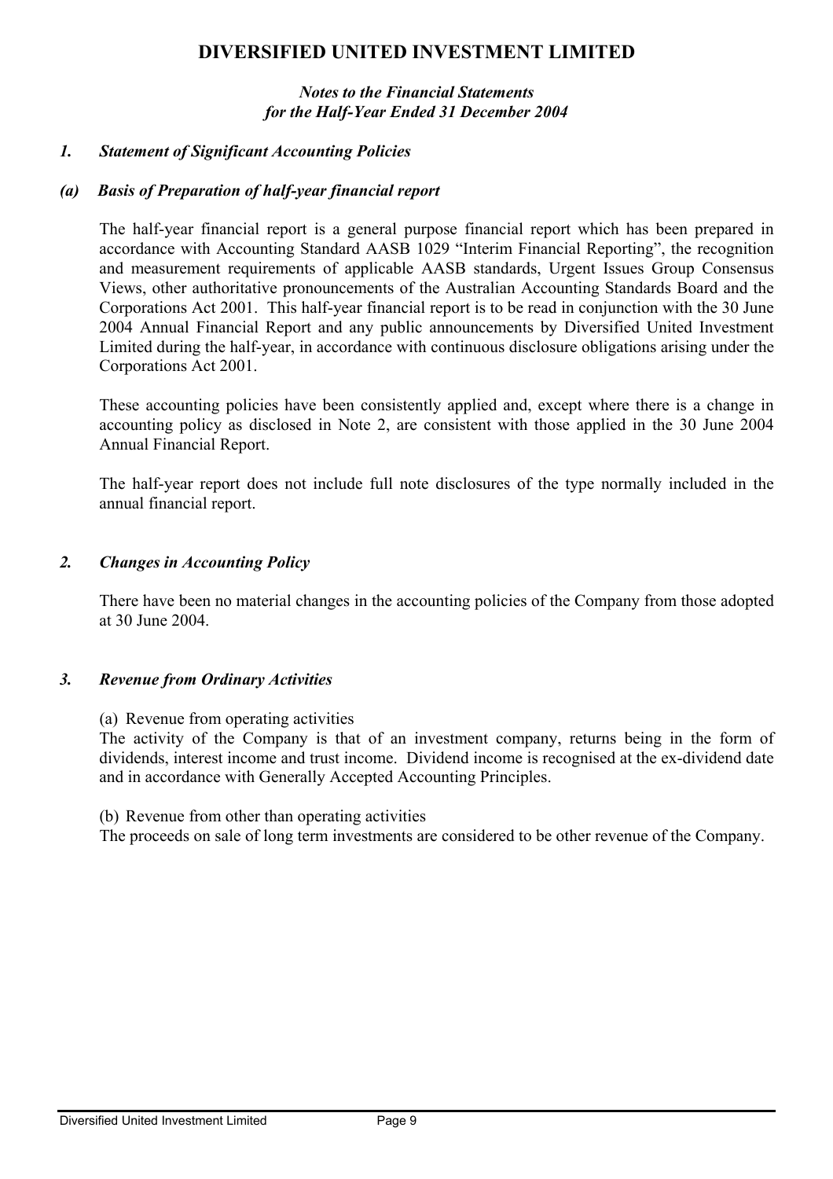# DIVERSIFIED UNITED INVESTMENT LIMITED

*Notes to the Financial Statements*
*for the Half-Year Ended 31 December 2004*

### *1. Statement of Significant Accounting Policies*

#### *(a) Basis of Preparation of half-year financial report*

The half-year financial report is a general purpose financial report which has been prepared in accordance with Accounting Standard AASB 1029 "Interim Financial Reporting", the recognition and measurement requirements of applicable AASB standards, Urgent Issues Group Consensus Views, other authoritative pronouncements of the Australian Accounting Standards Board and the Corporations Act 2001. This half-year financial report is to be read in conjunction with the 30 June 2004 Annual Financial Report and any public announcements by Diversified United Investment Limited during the half-year, in accordance with continuous disclosure obligations arising under the Corporations Act 2001.

These accounting policies have been consistently applied and, except where there is a change in accounting policy as disclosed in Note 2, are consistent with those applied in the 30 June 2004 Annual Financial Report.

The half-year report does not include full note disclosures of the type normally included in the annual financial report.

### *2. Changes in Accounting Policy*

There have been no material changes in the accounting policies of the Company from those adopted at 30 June 2004.

### *3. Revenue from Ordinary Activities*

(a) Revenue from operating activities
The activity of the Company is that of an investment company, returns being in the form of dividends, interest income and trust income. Dividend income is recognised at the ex-dividend date and in accordance with Generally Accepted Accounting Principles.

(b) Revenue from other than operating activities
The proceeds on sale of long term investments are considered to be other revenue of the Company.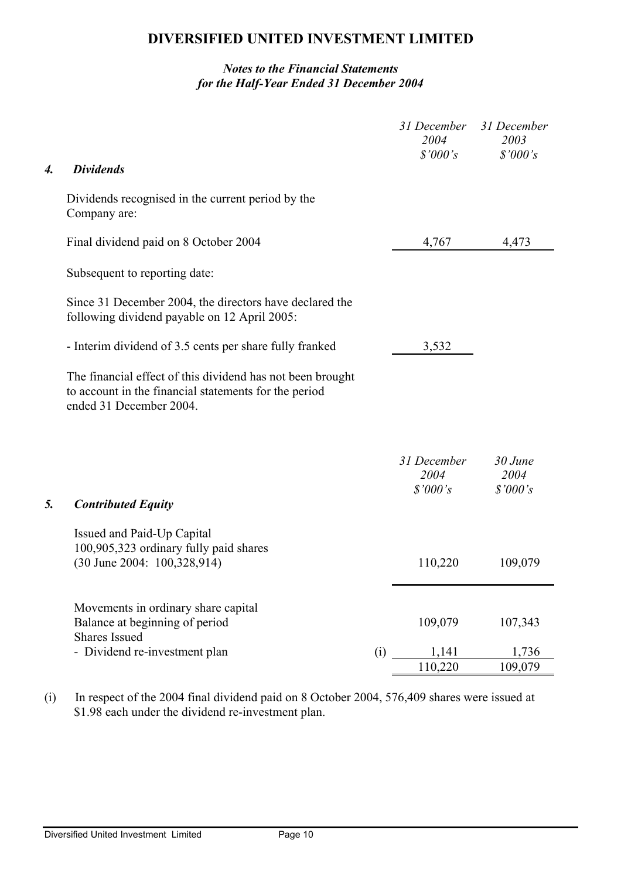# DIVERSIFIED UNITED INVESTMENT LIMITED

## *Notes to the Financial Statements for the Half-Year Ended 31 December 2004*

| | | 31 December 2004 $'000's | 31 December 2003 $'000's |
|---|---|---|---|
| ***4. Dividends*** | | | |
| Dividends recognised in the current period by the Company are: | | | |
| Final dividend paid on 8 October 2004 | | 4,767 | 4,473 |
| Subsequent to reporting date: | | | |
| Since 31 December 2004, the directors have declared the following dividend payable on 12 April 2005: | | | |
| - Interim dividend of 3.5 cents per share fully franked | | 3,532 | |

The financial effect of this dividend has not been brought to account in the financial statements for the period ended 31 December 2004.

| | | 31 December 2004 $'000's | 30 June 2004 $'000's |
|---|---|---|---|
| ***5. Contributed Equity*** | | | |
| Issued and Paid-Up Capital 100,905,323 ordinary fully paid shares (30 June 2004: 100,328,914) | | 110,220 | 109,079 |
| Movements in ordinary share capital | | | |
| Balance at beginning of period | | 109,079 | 107,343 |
| Shares Issued | | | |
| - Dividend re-investment plan | (i) | 1,141 | 1,736 |
| | | 110,220 | 109,079 |

(i) In respect of the 2004 final dividend paid on 8 October 2004, 576,409 shares were issued at $1.98 each under the dividend re-investment plan.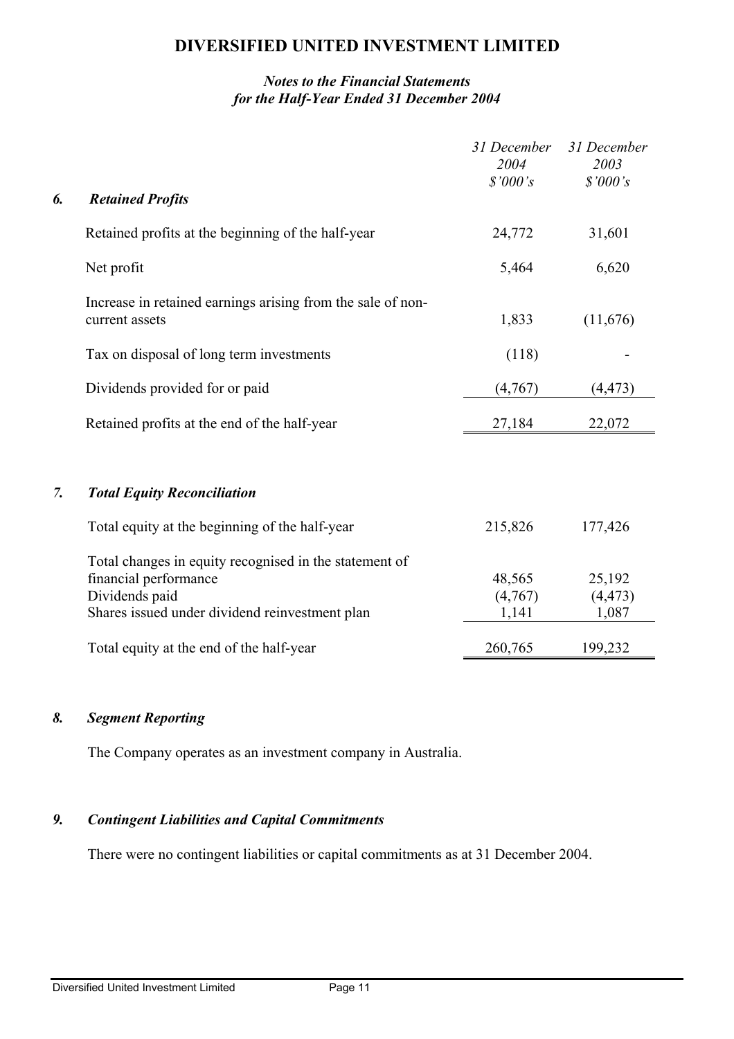# DIVERSIFIED UNITED INVESTMENT LIMITED

## *Notes to the Financial Statements for the Half-Year Ended 31 December 2004*

| | *31 December 2004 $'000's* | *31 December 2003 $'000's* |
|---|---|---|
| ***6. Retained Profits*** | | |
| Retained profits at the beginning of the half-year | 24,772 | 31,601 |
| Net profit | 5,464 | 6,620 |
| Increase in retained earnings arising from the sale of non-current assets | 1,833 | (11,676) |
| Tax on disposal of long term investments | (118) | - |
| Dividends provided for or paid | (4,767) | (4,473) |
| Retained profits at the end of the half-year | 27,184 | 22,072 |

### *7. Total Equity Reconciliation*

| | *31 December 2004 $'000's* | *31 December 2003 $'000's* |
|---|---|---|
| Total equity at the beginning of the half-year | 215,826 | 177,426 |
| Total changes in equity recognised in the statement of financial performance | 48,565 | 25,192 |
| Dividends paid | (4,767) | (4,473) |
| Shares issued under dividend reinvestment plan | 1,141 | 1,087 |
| Total equity at the end of the half-year | 260,765 | 199,232 |

### *8. Segment Reporting*

The Company operates as an investment company in Australia.

### *9. Contingent Liabilities and Capital Commitments*

There were no contingent liabilities or capital commitments as at 31 December 2004.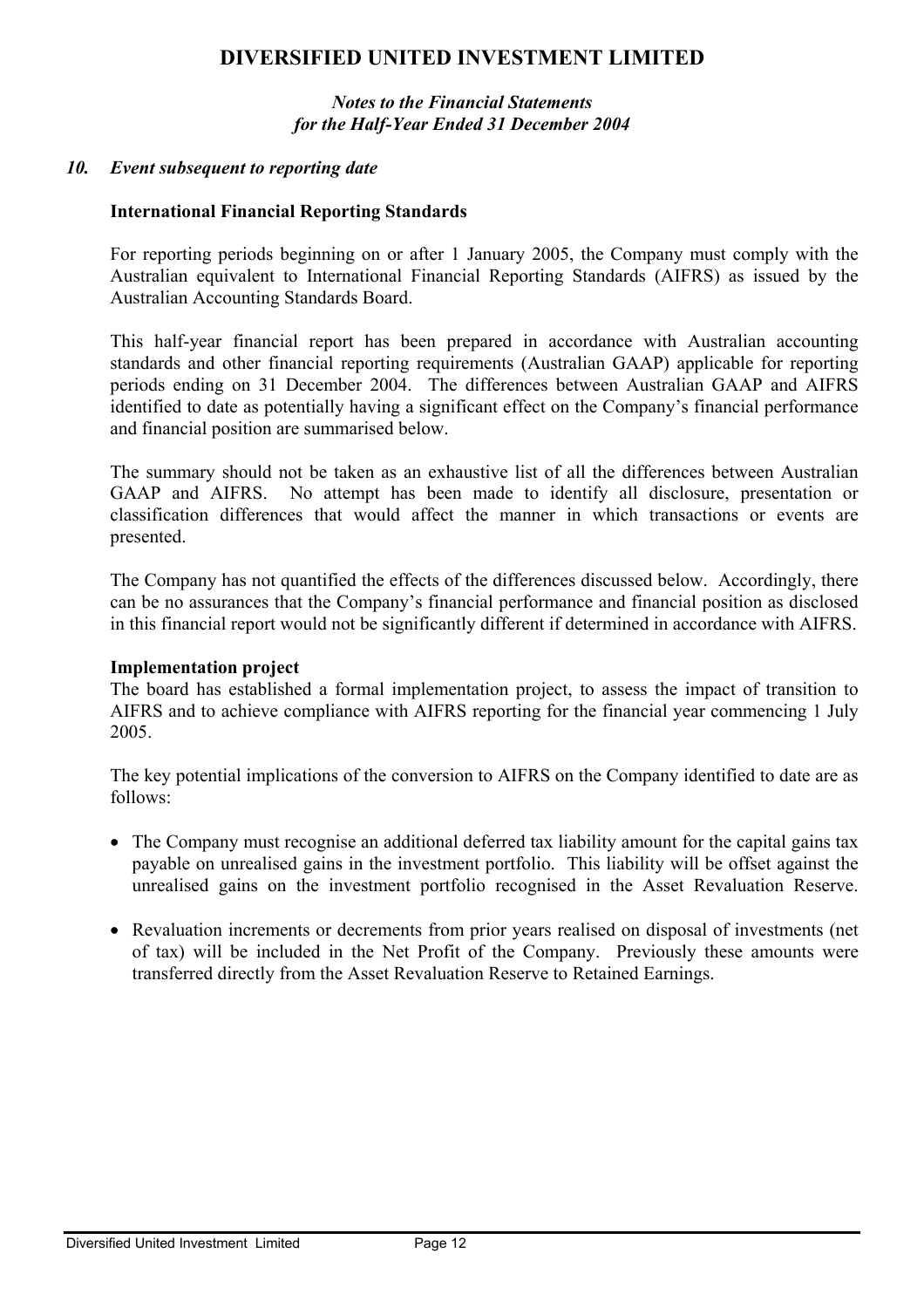# DIVERSIFIED UNITED INVESTMENT LIMITED

*Notes to the Financial Statements*
*for the Half-Year Ended 31 December 2004*

## *10. Event subsequent to reporting date*

### International Financial Reporting Standards

For reporting periods beginning on or after 1 January 2005, the Company must comply with the Australian equivalent to International Financial Reporting Standards (AIFRS) as issued by the Australian Accounting Standards Board.

This half-year financial report has been prepared in accordance with Australian accounting standards and other financial reporting requirements (Australian GAAP) applicable for reporting periods ending on 31 December 2004. The differences between Australian GAAP and AIFRS identified to date as potentially having a significant effect on the Company's financial performance and financial position are summarised below.

The summary should not be taken as an exhaustive list of all the differences between Australian GAAP and AIFRS. No attempt has been made to identify all disclosure, presentation or classification differences that would affect the manner in which transactions or events are presented.

The Company has not quantified the effects of the differences discussed below. Accordingly, there can be no assurances that the Company's financial performance and financial position as disclosed in this financial report would not be significantly different if determined in accordance with AIFRS.

### Implementation project

The board has established a formal implementation project, to assess the impact of transition to AIFRS and to achieve compliance with AIFRS reporting for the financial year commencing 1 July 2005.

The key potential implications of the conversion to AIFRS on the Company identified to date are as follows:

- The Company must recognise an additional deferred tax liability amount for the capital gains tax payable on unrealised gains in the investment portfolio. This liability will be offset against the unrealised gains on the investment portfolio recognised in the Asset Revaluation Reserve.
- Revaluation increments or decrements from prior years realised on disposal of investments (net of tax) will be included in the Net Profit of the Company. Previously these amounts were transferred directly from the Asset Revaluation Reserve to Retained Earnings.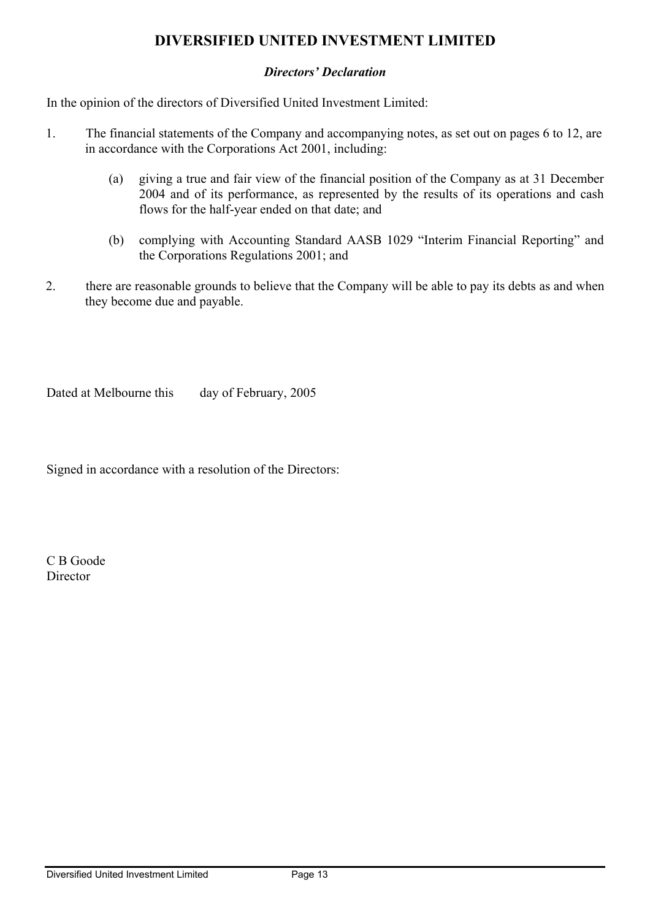# DIVERSIFIED UNITED INVESTMENT LIMITED

## *Directors' Declaration*

In the opinion of the directors of Diversified United Investment Limited:

1. The financial statements of the Company and accompanying notes, as set out on pages 6 to 12, are in accordance with the Corporations Act 2001, including:

   (a) giving a true and fair view of the financial position of the Company as at 31 December 2004 and of its performance, as represented by the results of its operations and cash flows for the half-year ended on that date; and

   (b) complying with Accounting Standard AASB 1029 "Interim Financial Reporting" and the Corporations Regulations 2001; and

2. there are reasonable grounds to believe that the Company will be able to pay its debts as and when they become due and payable.

Dated at Melbourne this day of February, 2005

Signed in accordance with a resolution of the Directors:

C B Goode
Director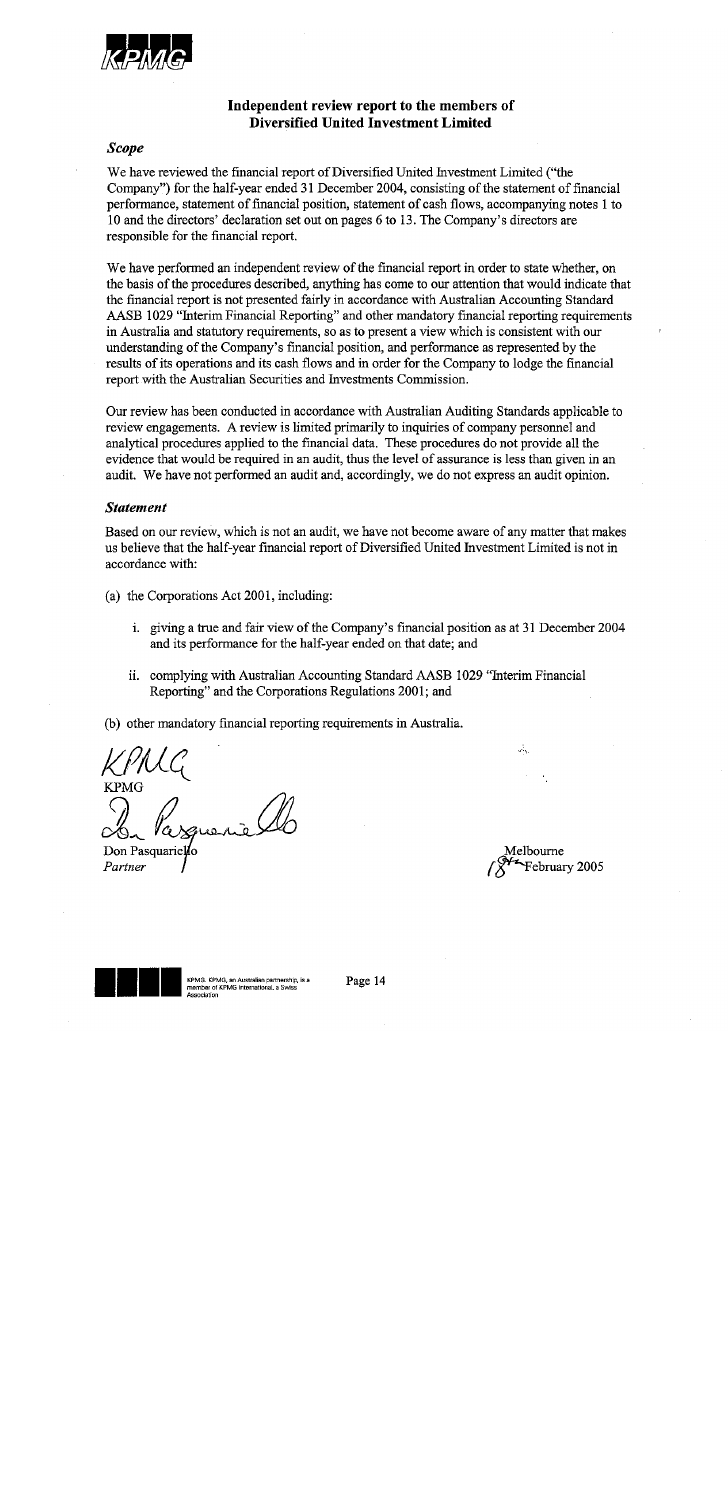# Independent review report to the members of Diversified United Investment Limited

### *Scope*

We have reviewed the financial report of Diversified United Investment Limited ("the Company") for the half-year ended 31 December 2004, consisting of the statement of financial performance, statement of financial position, statement of cash flows, accompanying notes 1 to 10 and the directors' declaration set out on pages 6 to 13. The Company's directors are responsible for the financial report.

We have performed an independent review of the financial report in order to state whether, on the basis of the procedures described, anything has come to our attention that would indicate that the financial report is not presented fairly in accordance with Australian Accounting Standard AASB 1029 "Interim Financial Reporting" and other mandatory financial reporting requirements in Australia and statutory requirements, so as to present a view which is consistent with our understanding of the Company's financial position, and performance as represented by the results of its operations and its cash flows and in order for the Company to lodge the financial report with the Australian Securities and Investments Commission.

Our review has been conducted in accordance with Australian Auditing Standards applicable to review engagements. A review is limited primarily to inquiries of company personnel and analytical procedures applied to the financial data. These procedures do not provide all the evidence that would be required in an audit, thus the level of assurance is less than given in an audit. We have not performed an audit and, accordingly, we do not express an audit opinion.

### *Statement*

Based on our review, which is not an audit, we have not become aware of any matter that makes us believe that the half-year financial report of Diversified United Investment Limited is not in accordance with:

(a) the Corporations Act 2001, including:

i. giving a true and fair view of the Company's financial position as at 31 December 2004 and its performance for the half-year ended on that date; and

ii. complying with Australian Accounting Standard AASB 1029 "Interim Financial Reporting" and the Corporations Regulations 2001; and

(b) other mandatory financial reporting requirements in Australia.

KPMG

KPMG

Don Pasquariello
*Partner*

Melbourne
18th February 2005

KPMG, an Australian partnership, is a member of KPMG International, a Swiss Association